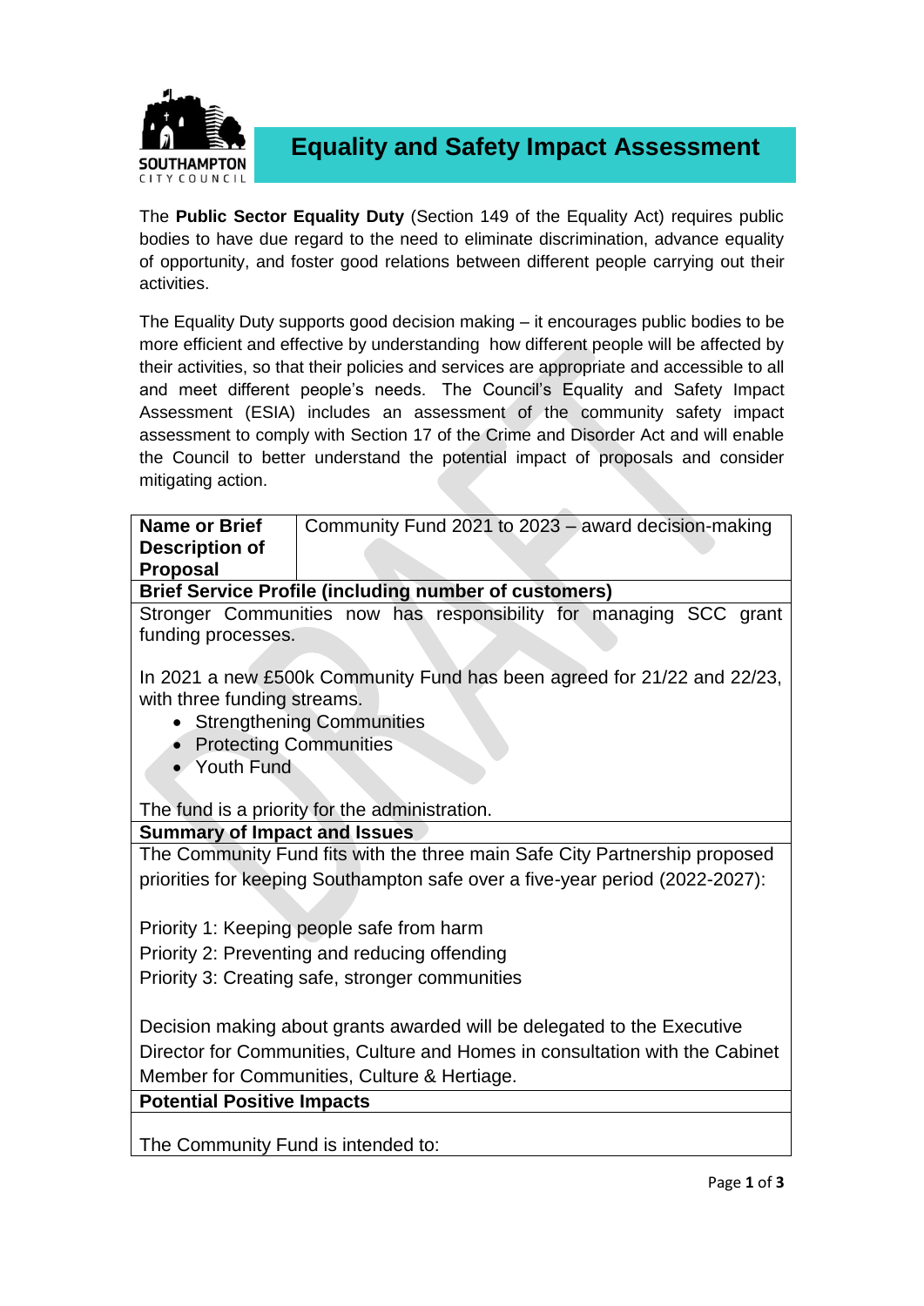# Equality and Safety Impact Assessment

The **Public Sector Equality Duty** (Section 149 of the Equality Act) requires public bodies to have due regard to the need to eliminate discrimination, advance equality of opportunity, and foster good relations between different people carrying out their activities.

The Equality Duty supports good decision making – it encourages public bodies to be more efficient and effective by understanding how different people will be affected by their activities, so that their policies and services are appropriate and accessible to all and meet different people's needs. The Council's Equality and Safety Impact Assessment (ESIA) includes an assessment of the community safety impact assessment to comply with Section 17 of the Crime and Disorder Act and will enable the Council to better understand the potential impact of proposals and consider mitigating action.

| **Name or Brief Description of Proposal** | Community Fund 2021 to 2023 – award decision-making |
|---|---|
| **Brief Service Profile (including number of customers)** | |
| Stronger Communities now has responsibility for managing SCC grant funding processes.<br><br>In 2021 a new £500k Community Fund has been agreed for 21/22 and 22/23, with three funding streams.<br>• Strengthening Communities<br>• Protecting Communities<br>• Youth Fund<br><br>The fund is a priority for the administration. | |
| **Summary of Impact and Issues** | |
| The Community Fund fits with the three main Safe City Partnership proposed priorities for keeping Southampton safe over a five-year period (2022-2027):<br><br>Priority 1: Keeping people safe from harm<br>Priority 2: Preventing and reducing offending<br>Priority 3: Creating safe, stronger communities<br><br>Decision making about grants awarded will be delegated to the Executive Director for Communities, Culture and Homes in consultation with the Cabinet Member for Communities, Culture & Hertiage. | |
| **Potential Positive Impacts** | |
| The Community Fund is intended to: | |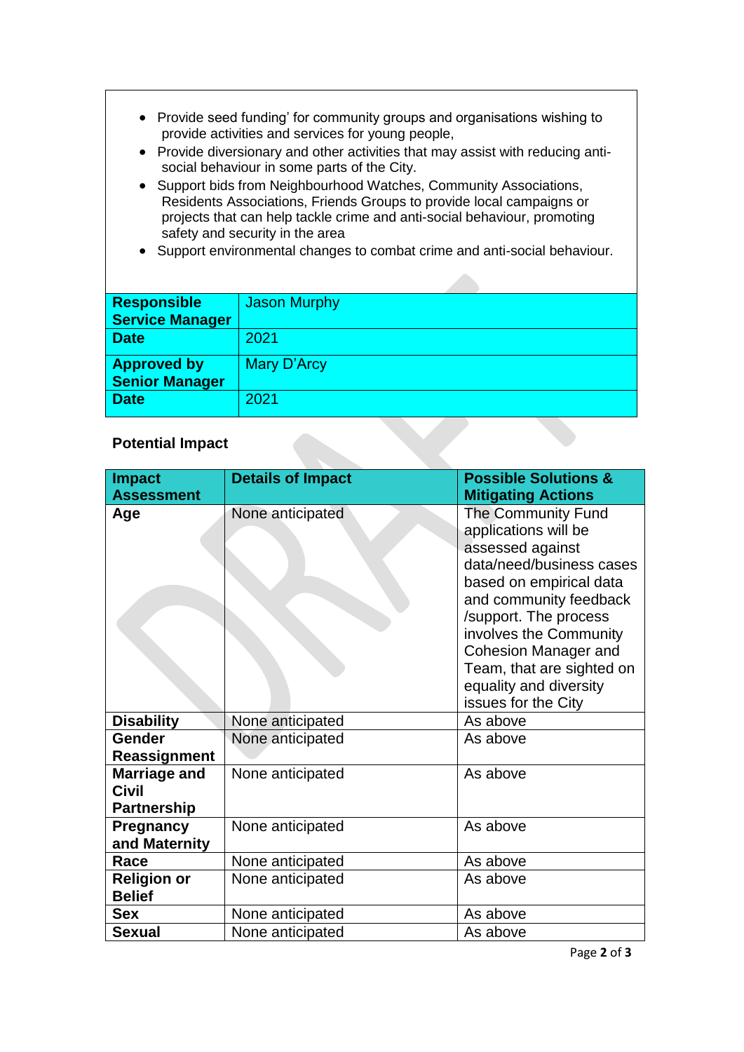- Provide seed funding' for community groups and organisations wishing to provide activities and services for young people,
- Provide diversionary and other activities that may assist with reducing anti-social behaviour in some parts of the City.
- Support bids from Neighbourhood Watches, Community Associations, Residents Associations, Friends Groups to provide local campaigns or projects that can help tackle crime and anti-social behaviour, promoting safety and security in the area
- Support environmental changes to combat crime and anti-social behaviour.

| | |
|---|---|
| **Responsible Service Manager** | Jason Murphy |
| **Date** | 2021 |
| **Approved by Senior Manager** | Mary D'Arcy |
| **Date** | 2021 |

**Potential Impact**

| Impact Assessment | Details of Impact | Possible Solutions & Mitigating Actions |
|---|---|---|
| **Age** | None anticipated | The Community Fund applications will be assessed against data/need/business cases based on empirical data and community feedback /support. The process involves the Community Cohesion Manager and Team, that are sighted on equality and diversity issues for the City |
| **Disability** | None anticipated | As above |
| **Gender Reassignment** | None anticipated | As above |
| **Marriage and Civil Partnership** | None anticipated | As above |
| **Pregnancy and Maternity** | None anticipated | As above |
| **Race** | None anticipated | As above |
| **Religion or Belief** | None anticipated | As above |
| **Sex** | None anticipated | As above |
| **Sexual** | None anticipated | As above |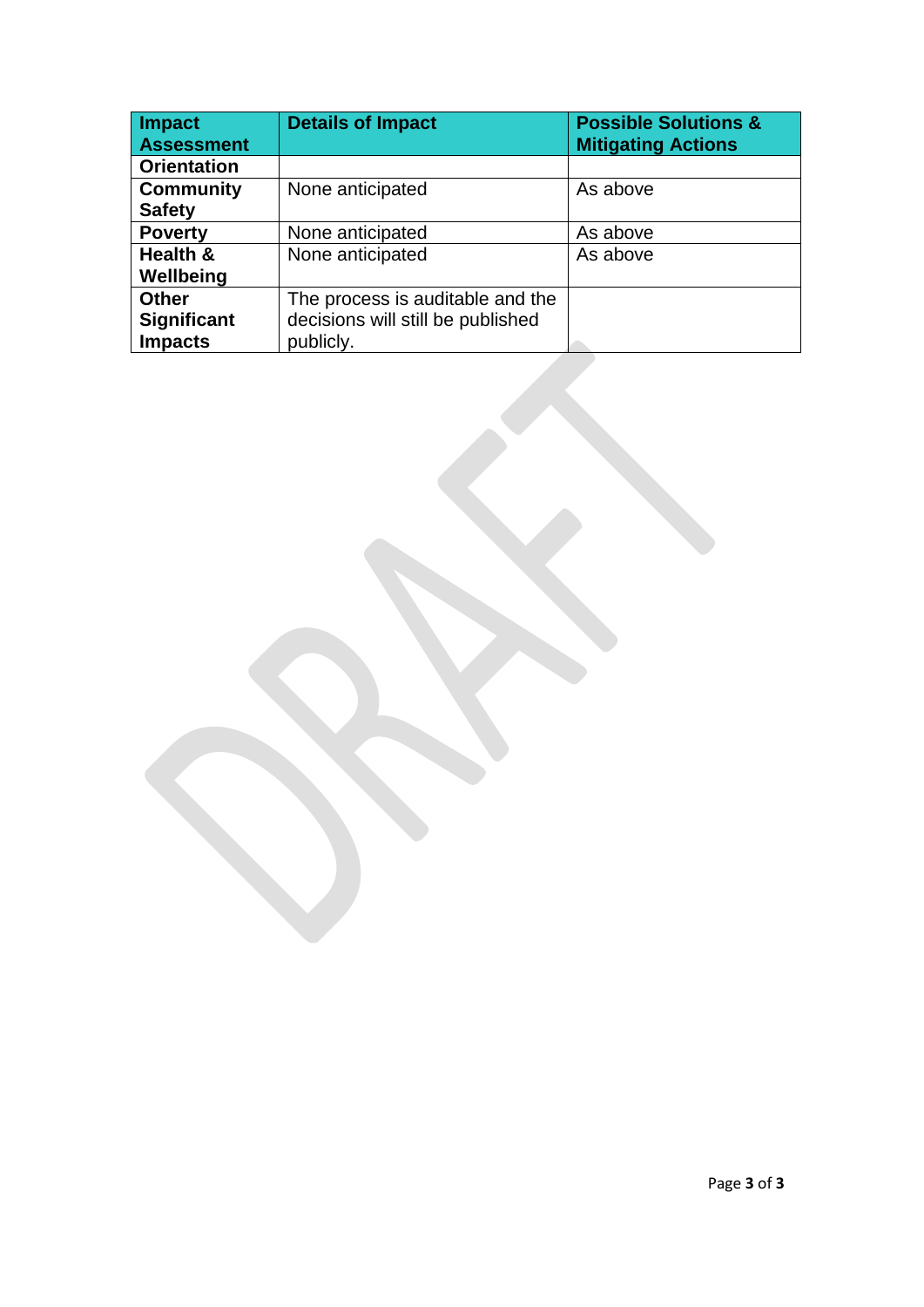| Impact Assessment | Details of Impact | Possible Solutions & Mitigating Actions |
|---|---|---|
| **Orientation** | | |
| **Community Safety** | None anticipated | As above |
| **Poverty** | None anticipated | As above |
| **Health & Wellbeing** | None anticipated | As above |
| **Other Significant Impacts** | The process is auditable and the decisions will still be published publicly. | |